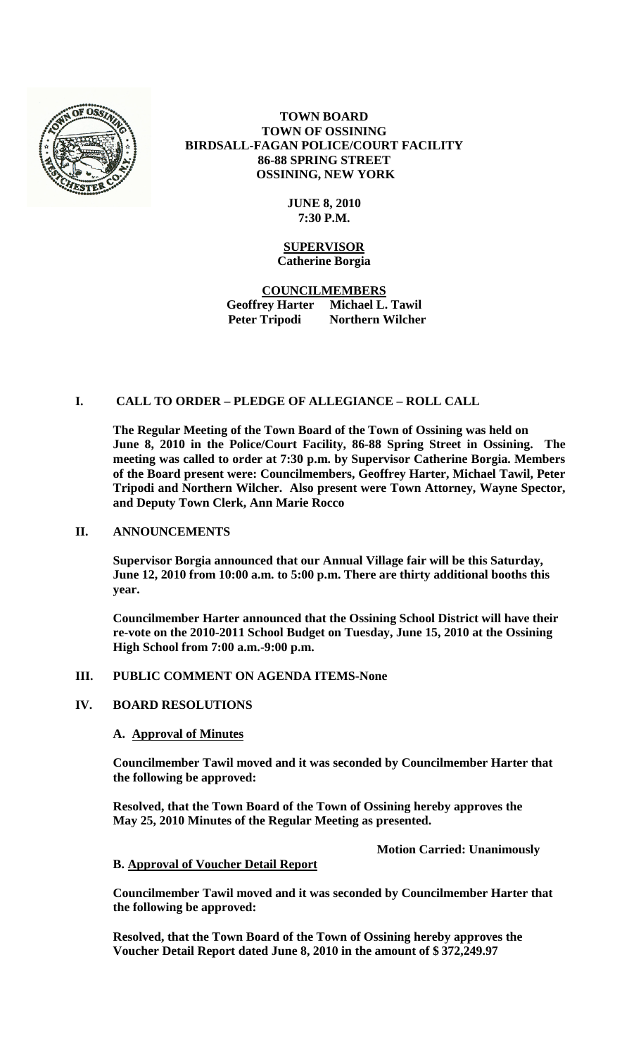**TOWN BOARD**
**TOWN OF OSSINING**
**BIRDSALL-FAGAN POLICE/COURT FACILITY**
**86-88 SPRING STREET**
**OSSINING, NEW YORK**

**JUNE 8, 2010**
**7:30 P.M.**

**SUPERVISOR**
**Catherine Borgia**

**COUNCILMEMBERS**
**Geoffrey Harter Michael L. Tawil**
**Peter Tripodi Northern Wilcher**

## I. CALL TO ORDER – PLEDGE OF ALLEGIANCE – ROLL CALL

**The Regular Meeting of the Town Board of the Town of Ossining was held on June 8, 2010 in the Police/Court Facility, 86-88 Spring Street in Ossining. The meeting was called to order at 7:30 p.m. by Supervisor Catherine Borgia. Members of the Board present were: Councilmembers, Geoffrey Harter, Michael Tawil, Peter Tripodi and Northern Wilcher. Also present were Town Attorney, Wayne Spector, and Deputy Town Clerk, Ann Marie Rocco**

## II. ANNOUNCEMENTS

**Supervisor Borgia announced that our Annual Village fair will be this Saturday, June 12, 2010 from 10:00 a.m. to 5:00 p.m. There are thirty additional booths this year.**

**Councilmember Harter announced that the Ossining School District will have their re-vote on the 2010-2011 School Budget on Tuesday, June 15, 2010 at the Ossining High School from 7:00 a.m.-9:00 p.m.**

## III. PUBLIC COMMENT ON AGENDA ITEMS-None

## IV. BOARD RESOLUTIONS

**A. Approval of Minutes**

**Councilmember Tawil moved and it was seconded by Councilmember Harter that the following be approved:**

**Resolved, that the Town Board of the Town of Ossining hereby approves the May 25, 2010 Minutes of the Regular Meeting as presented.**

**Motion Carried: Unanimously**

**B. Approval of Voucher Detail Report**

**Councilmember Tawil moved and it was seconded by Councilmember Harter that the following be approved:**

**Resolved, that the Town Board of the Town of Ossining hereby approves the Voucher Detail Report dated June 8, 2010 in the amount of $ 372,249.97**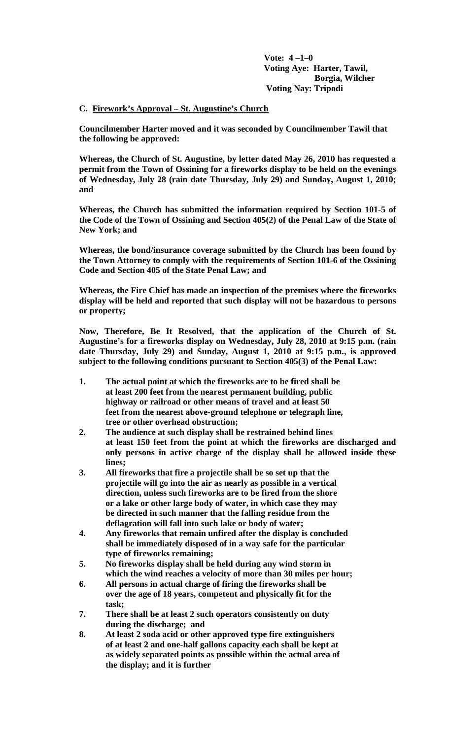**Vote: 4 –1–0**
**Voting Aye: Harter, Tawil, Borgia, Wilcher**
**Voting Nay: Tripodi**

**C. <u>Firework's Approval – St. Augustine's Church</u>**

**Councilmember Harter moved and it was seconded by Councilmember Tawil that the following be approved:**

**Whereas, the Church of St. Augustine, by letter dated May 26, 2010 has requested a permit from the Town of Ossining for a fireworks display to be held on the evenings of Wednesday, July 28 (rain date Thursday, July 29) and Sunday, August 1, 2010; and**

**Whereas, the Church has submitted the information required by Section 101-5 of the Code of the Town of Ossining and Section 405(2) of the Penal Law of the State of New York; and**

**Whereas, the bond/insurance coverage submitted by the Church has been found by the Town Attorney to comply with the requirements of Section 101-6 of the Ossining Code and Section 405 of the State Penal Law; and**

**Whereas, the Fire Chief has made an inspection of the premises where the fireworks display will be held and reported that such display will not be hazardous to persons or property;**

**Now, Therefore, Be It Resolved, that the application of the Church of St. Augustine's for a fireworks display on Wednesday, July 28, 2010 at 9:15 p.m. (rain date Thursday, July 29) and Sunday, August 1, 2010 at 9:15 p.m., is approved subject to the following conditions pursuant to Section 405(3) of the Penal Law:**

1. **The actual point at which the fireworks are to be fired shall be at least 200 feet from the nearest permanent building, public highway or railroad or other means of travel and at least 50 feet from the nearest above-ground telephone or telegraph line, tree or other overhead obstruction;**
2. **The audience at such display shall be restrained behind lines at least 150 feet from the point at which the fireworks are discharged and only persons in active charge of the display shall be allowed inside these lines;**
3. **All fireworks that fire a projectile shall be so set up that the projectile will go into the air as nearly as possible in a vertical direction, unless such fireworks are to be fired from the shore or a lake or other large body of water, in which case they may be directed in such manner that the falling residue from the deflagration will fall into such lake or body of water;**
4. **Any fireworks that remain unfired after the display is concluded shall be immediately disposed of in a way safe for the particular type of fireworks remaining;**
5. **No fireworks display shall be held during any wind storm in which the wind reaches a velocity of more than 30 miles per hour;**
6. **All persons in actual charge of firing the fireworks shall be over the age of 18 years, competent and physically fit for the task;**
7. **There shall be at least 2 such operators consistently on duty during the discharge; and**
8. **At least 2 soda acid or other approved type fire extinguishers of at least 2 and one-half gallons capacity each shall be kept at as widely separated points as possible within the actual area of the display; and it is further**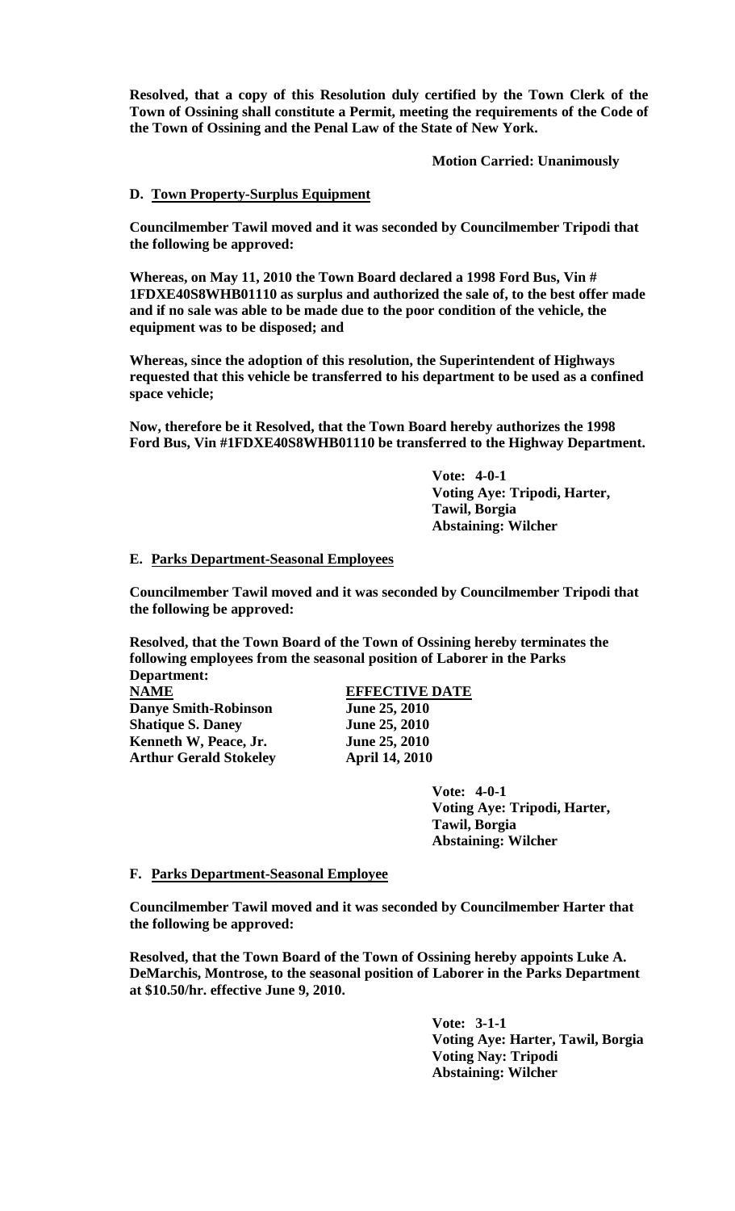**Resolved, that a copy of this Resolution duly certified by the Town Clerk of the Town of Ossining shall constitute a Permit, meeting the requirements of the Code of the Town of Ossining and the Penal Law of the State of New York.**

**Motion Carried: Unanimously**

**D. Town Property-Surplus Equipment**

**Councilmember Tawil moved and it was seconded by Councilmember Tripodi that the following be approved:**

**Whereas, on May 11, 2010 the Town Board declared a 1998 Ford Bus, Vin # 1FDXE40S8WHB01110 as surplus and authorized the sale of, to the best offer made and if no sale was able to be made due to the poor condition of the vehicle, the equipment was to be disposed; and**

**Whereas, since the adoption of this resolution, the Superintendent of Highways requested that this vehicle be transferred to his department to be used as a confined space vehicle;**

**Now, therefore be it Resolved, that the Town Board hereby authorizes the 1998 Ford Bus, Vin #1FDXE40S8WHB01110 be transferred to the Highway Department.**

**Vote: 4-0-1**
**Voting Aye: Tripodi, Harter, Tawil, Borgia**
**Abstaining: Wilcher**

**E. Parks Department-Seasonal Employees**

**Councilmember Tawil moved and it was seconded by Councilmember Tripodi that the following be approved:**

**Resolved, that the Town Board of the Town of Ossining hereby terminates the following employees from the seasonal position of Laborer in the Parks Department:**

| **NAME** | **EFFECTIVE DATE** |
|---|---|
| **Danye Smith-Robinson** | **June 25, 2010** |
| **Shatique S. Daney** | **June 25, 2010** |
| **Kenneth W, Peace, Jr.** | **June 25, 2010** |
| **Arthur Gerald Stokeley** | **April 14, 2010** |

**Vote: 4-0-1**
**Voting Aye: Tripodi, Harter, Tawil, Borgia**
**Abstaining: Wilcher**

**F. Parks Department-Seasonal Employee**

**Councilmember Tawil moved and it was seconded by Councilmember Harter that the following be approved:**

**Resolved, that the Town Board of the Town of Ossining hereby appoints Luke A. DeMarchis, Montrose, to the seasonal position of Laborer in the Parks Department at $10.50/hr. effective June 9, 2010.**

**Vote: 3-1-1**
**Voting Aye: Harter, Tawil, Borgia**
**Voting Nay: Tripodi**
**Abstaining: Wilcher**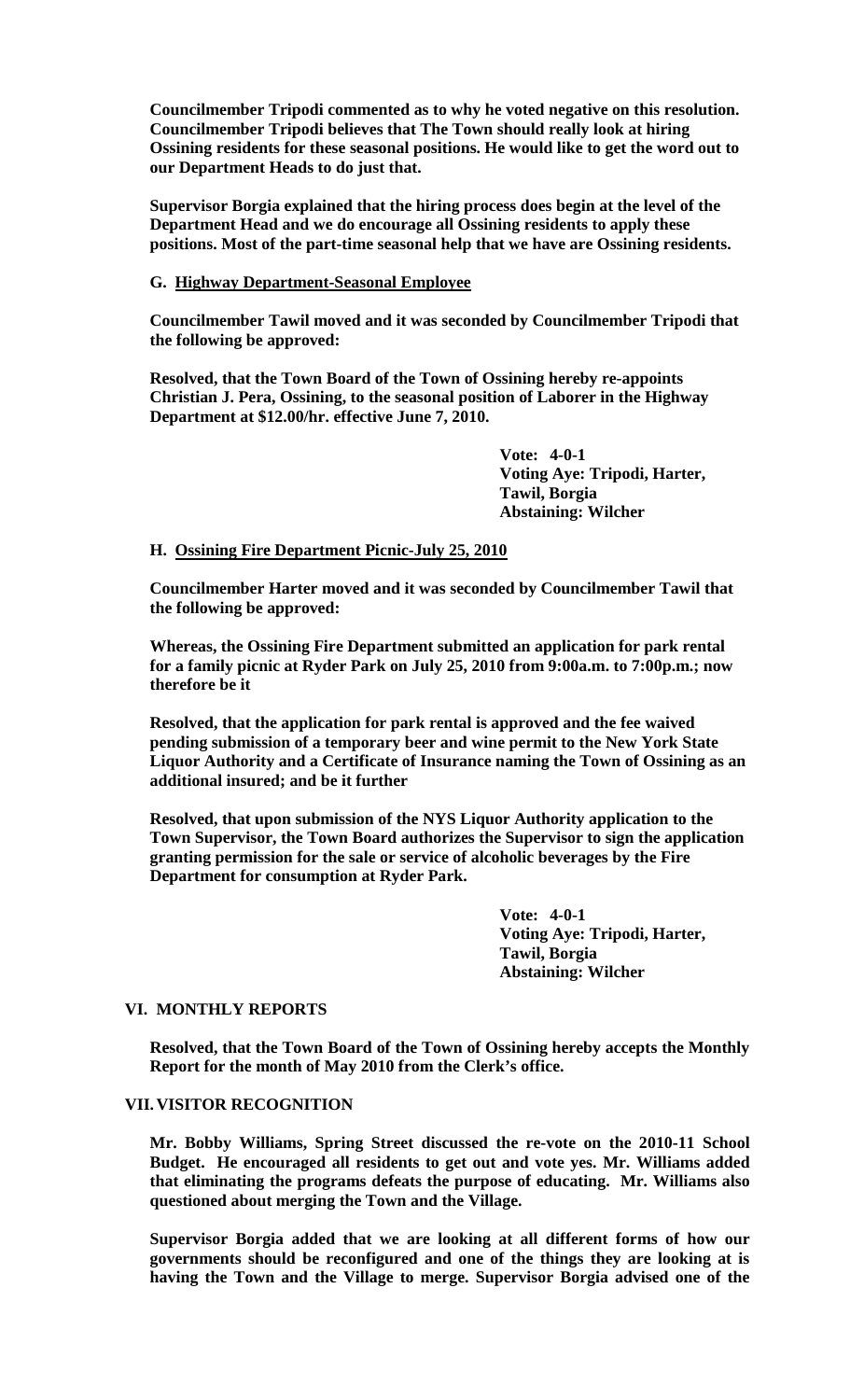**Councilmember Tripodi commented as to why he voted negative on this resolution. Councilmember Tripodi believes that The Town should really look at hiring Ossining residents for these seasonal positions. He would like to get the word out to our Department Heads to do just that.**

**Supervisor Borgia explained that the hiring process does begin at the level of the Department Head and we do encourage all Ossining residents to apply these positions. Most of the part-time seasonal help that we have are Ossining residents.**

**G. Highway Department-Seasonal Employee**

**Councilmember Tawil moved and it was seconded by Councilmember Tripodi that the following be approved:**

**Resolved, that the Town Board of the Town of Ossining hereby re-appoints Christian J. Pera, Ossining, to the seasonal position of Laborer in the Highway Department at $12.00/hr. effective June 7, 2010.**

**Vote: 4-0-1**
**Voting Aye: Tripodi, Harter, Tawil, Borgia**
**Abstaining: Wilcher**

**H. Ossining Fire Department Picnic-July 25, 2010**

**Councilmember Harter moved and it was seconded by Councilmember Tawil that the following be approved:**

**Whereas, the Ossining Fire Department submitted an application for park rental for a family picnic at Ryder Park on July 25, 2010 from 9:00a.m. to 7:00p.m.; now therefore be it**

**Resolved, that the application for park rental is approved and the fee waived pending submission of a temporary beer and wine permit to the New York State Liquor Authority and a Certificate of Insurance naming the Town of Ossining as an additional insured; and be it further**

**Resolved, that upon submission of the NYS Liquor Authority application to the Town Supervisor, the Town Board authorizes the Supervisor to sign the application granting permission for the sale or service of alcoholic beverages by the Fire Department for consumption at Ryder Park.**

**Vote: 4-0-1**
**Voting Aye: Tripodi, Harter, Tawil, Borgia**
**Abstaining: Wilcher**

## VI. MONTHLY REPORTS

**Resolved, that the Town Board of the Town of Ossining hereby accepts the Monthly Report for the month of May 2010 from the Clerk's office.**

## VII. VISITOR RECOGNITION

**Mr. Bobby Williams, Spring Street discussed the re-vote on the 2010-11 School Budget. He encouraged all residents to get out and vote yes. Mr. Williams added that eliminating the programs defeats the purpose of educating. Mr. Williams also questioned about merging the Town and the Village.**

**Supervisor Borgia added that we are looking at all different forms of how our governments should be reconfigured and one of the things they are looking at is having the Town and the Village to merge. Supervisor Borgia advised one of the**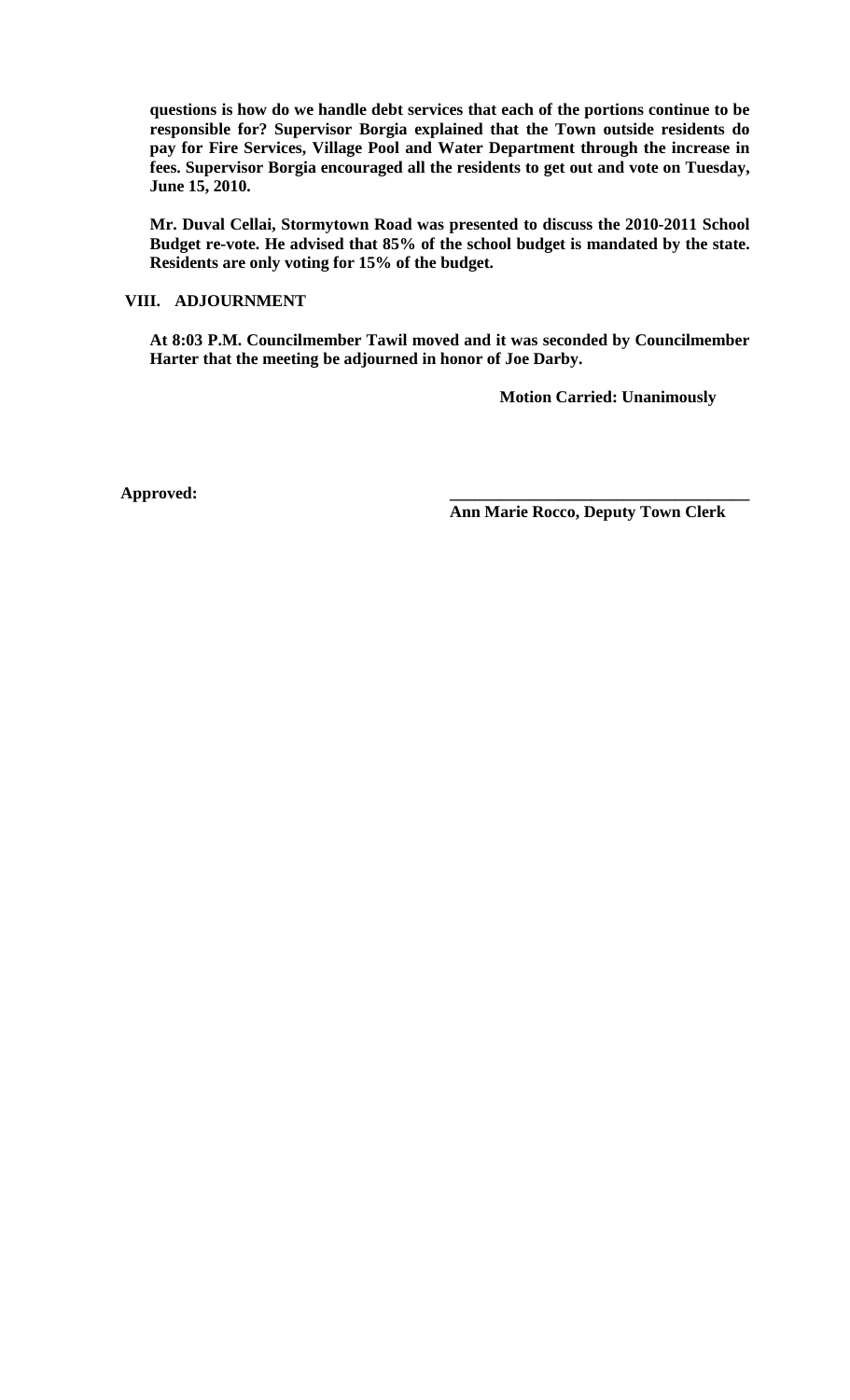**questions is how do we handle debt services that each of the portions continue to be responsible for? Supervisor Borgia explained that the Town outside residents do pay for Fire Services, Village Pool and Water Department through the increase in fees. Supervisor Borgia encouraged all the residents to get out and vote on Tuesday, June 15, 2010.**

**Mr. Duval Cellai, Stormytown Road was presented to discuss the 2010-2011 School Budget re-vote. He advised that 85% of the school budget is mandated by the state. Residents are only voting for 15% of the budget.**

## VIII. ADJOURNMENT

**At 8:03 P.M. Councilmember Tawil moved and it was seconded by Councilmember Harter that the meeting be adjourned in honor of Joe Darby.**

**Motion Carried: Unanimously**

**Approved:** \_\_\_\_\_\_\_\_\_\_\_\_\_\_\_\_\_\_\_\_\_\_\_\_\_\_\_\_\_\_\_\_\_\_\_\_

**Ann Marie Rocco, Deputy Town Clerk**